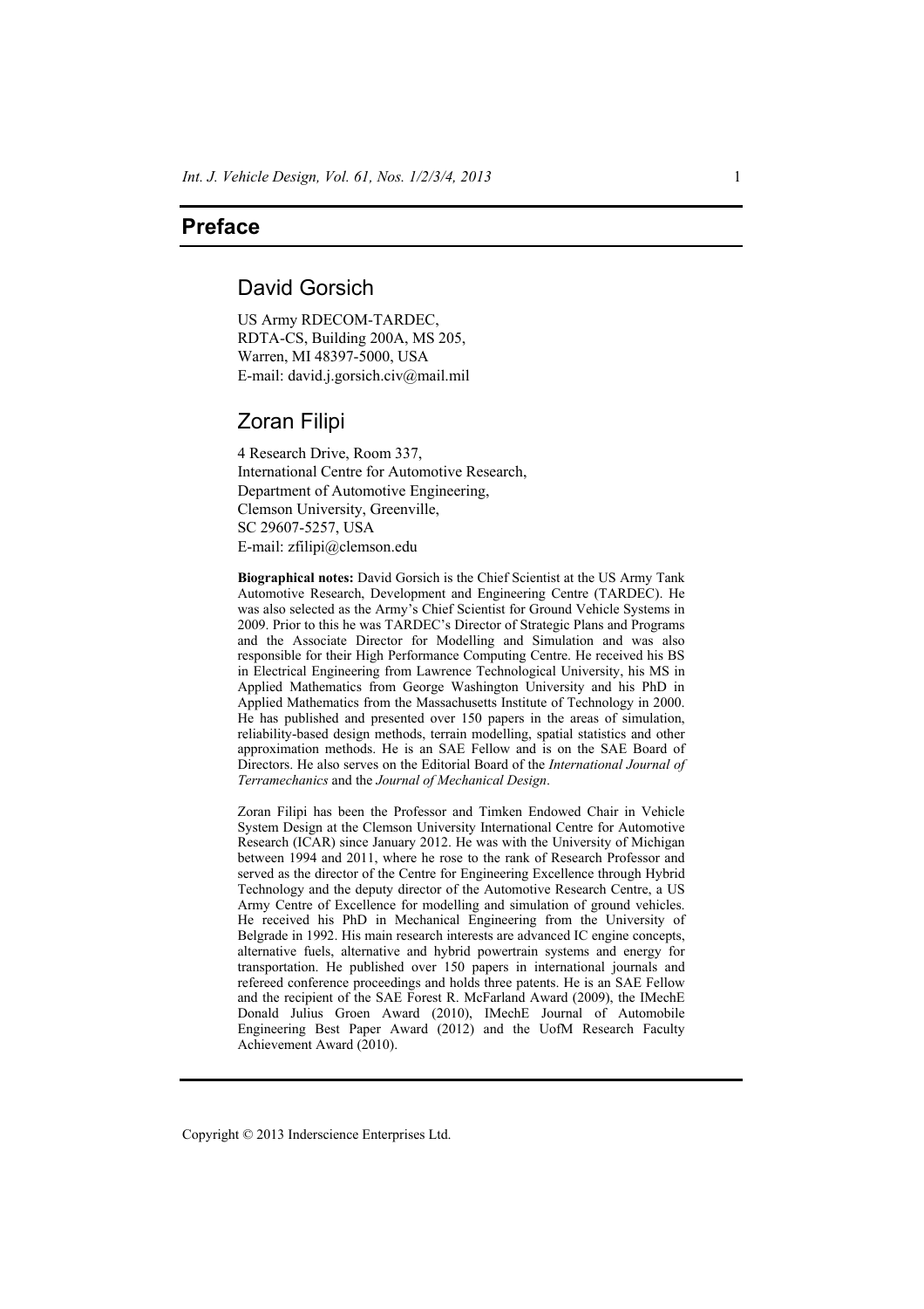# Preface

## David Gorsich

US Army RDECOM-TARDEC,
RDTA-CS, Building 200A, MS 205,
Warren, MI 48397-5000, USA
E-mail: david.j.gorsich.civ@mail.mil

## Zoran Filipi

4 Research Drive, Room 337,
International Centre for Automotive Research,
Department of Automotive Engineering,
Clemson University, Greenville,
SC 29607-5257, USA
E-mail: zfilipi@clemson.edu

**Biographical notes:** David Gorsich is the Chief Scientist at the US Army Tank Automotive Research, Development and Engineering Centre (TARDEC). He was also selected as the Army's Chief Scientist for Ground Vehicle Systems in 2009. Prior to this he was TARDEC's Director of Strategic Plans and Programs and the Associate Director for Modelling and Simulation and was also responsible for their High Performance Computing Centre. He received his BS in Electrical Engineering from Lawrence Technological University, his MS in Applied Mathematics from George Washington University and his PhD in Applied Mathematics from the Massachusetts Institute of Technology in 2000. He has published and presented over 150 papers in the areas of simulation, reliability-based design methods, terrain modelling, spatial statistics and other approximation methods. He is an SAE Fellow and is on the SAE Board of Directors. He also serves on the Editorial Board of the *International Journal of Terramechanics* and the *Journal of Mechanical Design*.

Zoran Filipi has been the Professor and Timken Endowed Chair in Vehicle System Design at the Clemson University International Centre for Automotive Research (ICAR) since January 2012. He was with the University of Michigan between 1994 and 2011, where he rose to the rank of Research Professor and served as the director of the Centre for Engineering Excellence through Hybrid Technology and the deputy director of the Automotive Research Centre, a US Army Centre of Excellence for modelling and simulation of ground vehicles. He received his PhD in Mechanical Engineering from the University of Belgrade in 1992. His main research interests are advanced IC engine concepts, alternative fuels, alternative and hybrid powertrain systems and energy for transportation. He published over 150 papers in international journals and refereed conference proceedings and holds three patents. He is an SAE Fellow and the recipient of the SAE Forest R. McFarland Award (2009), the IMechE Donald Julius Groen Award (2010), IMechE Journal of Automobile Engineering Best Paper Award (2012) and the UofM Research Faculty Achievement Award (2010).

Copyright © 2013 Inderscience Enterprises Ltd.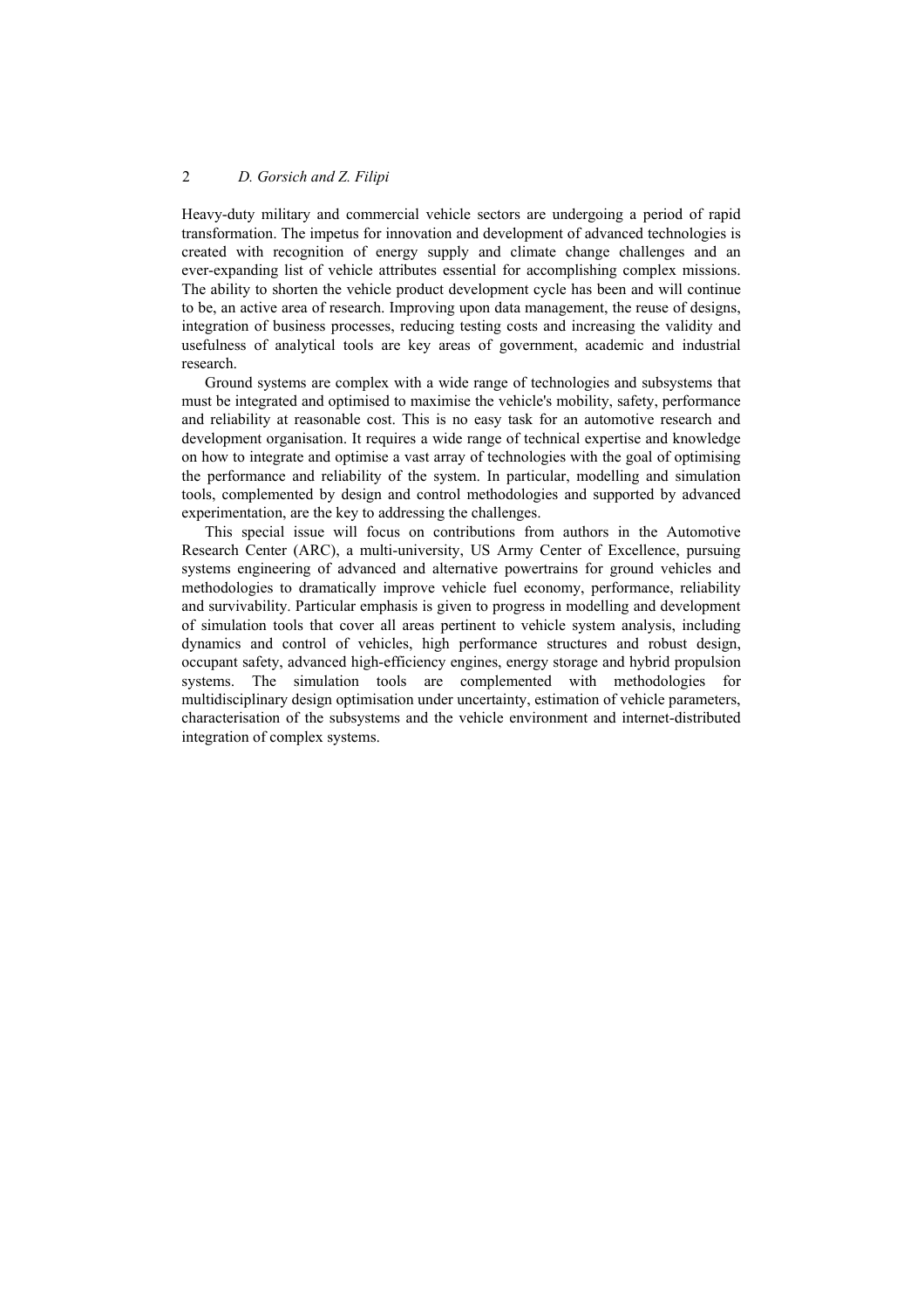Heavy-duty military and commercial vehicle sectors are undergoing a period of rapid transformation. The impetus for innovation and development of advanced technologies is created with recognition of energy supply and climate change challenges and an ever-expanding list of vehicle attributes essential for accomplishing complex missions. The ability to shorten the vehicle product development cycle has been and will continue to be, an active area of research. Improving upon data management, the reuse of designs, integration of business processes, reducing testing costs and increasing the validity and usefulness of analytical tools are key areas of government, academic and industrial research.

Ground systems are complex with a wide range of technologies and subsystems that must be integrated and optimised to maximise the vehicle's mobility, safety, performance and reliability at reasonable cost. This is no easy task for an automotive research and development organisation. It requires a wide range of technical expertise and knowledge on how to integrate and optimise a vast array of technologies with the goal of optimising the performance and reliability of the system. In particular, modelling and simulation tools, complemented by design and control methodologies and supported by advanced experimentation, are the key to addressing the challenges.

This special issue will focus on contributions from authors in the Automotive Research Center (ARC), a multi-university, US Army Center of Excellence, pursuing systems engineering of advanced and alternative powertrains for ground vehicles and methodologies to dramatically improve vehicle fuel economy, performance, reliability and survivability. Particular emphasis is given to progress in modelling and development of simulation tools that cover all areas pertinent to vehicle system analysis, including dynamics and control of vehicles, high performance structures and robust design, occupant safety, advanced high-efficiency engines, energy storage and hybrid propulsion systems. The simulation tools are complemented with methodologies for multidisciplinary design optimisation under uncertainty, estimation of vehicle parameters, characterisation of the subsystems and the vehicle environment and internet-distributed integration of complex systems.